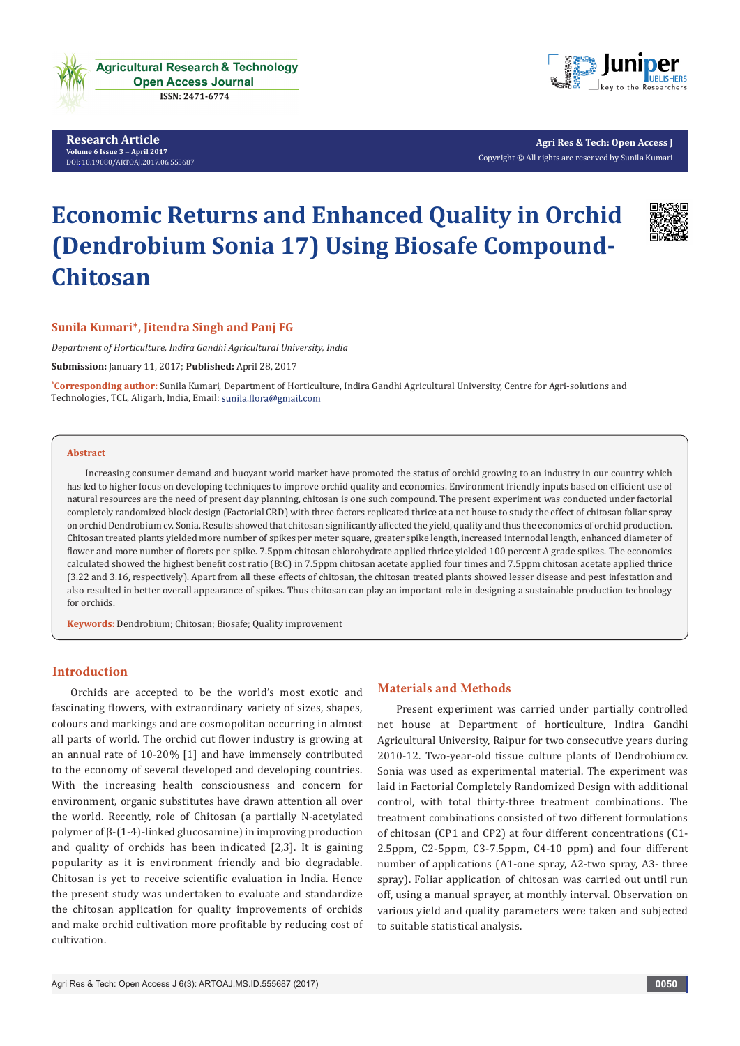# Economic Returns and Enhanced Quality in Orchid (Dendrobium Sonia 17) Using Biosafe Compound-Chitosan

**Sunila Kumari*, Jitendra Singh and Panj FG**

*Department of Horticulture, Indira Gandhi Agricultural University, India*

**Submission:** January 11, 2017; **Published:** April 28, 2017

*Corresponding author: Sunila Kumari, Department of Horticulture, Indira Gandhi Agricultural University, Centre for Agri-solutions and Technologies, TCL, Aligarh, India, Email: sunila.flora@gmail.com

## Abstract

Increasing consumer demand and buoyant world market have promoted the status of orchid growing to an industry in our country which has led to higher focus on developing techniques to improve orchid quality and economics. Environment friendly inputs based on efficient use of natural resources are the need of present day planning, chitosan is one such compound. The present experiment was conducted under factorial completely randomized block design (Factorial CRD) with three factors replicated thrice at a net house to study the effect of chitosan foliar spray on orchid Dendrobium cv. Sonia. Results showed that chitosan significantly affected the yield, quality and thus the economics of orchid production. Chitosan treated plants yielded more number of spikes per meter square, greater spike length, increased internodal length, enhanced diameter of flower and more number of florets per spike. 7.5ppm chitosan chlorohydrate applied thrice yielded 100 percent A grade spikes. The economics calculated showed the highest benefit cost ratio (B:C) in 7.5ppm chitosan acetate applied four times and 7.5ppm chitosan acetate applied thrice (3.22 and 3.16, respectively). Apart from all these effects of chitosan, the chitosan treated plants showed lesser disease and pest infestation and also resulted in better overall appearance of spikes. Thus chitosan can play an important role in designing a sustainable production technology for orchids.

**Keywords:** Dendrobium; Chitosan; Biosafe; Quality improvement

## Introduction

Orchids are accepted to be the world's most exotic and fascinating flowers, with extraordinary variety of sizes, shapes, colours and markings and are cosmopolitan occurring in almost all parts of world. The orchid cut flower industry is growing at an annual rate of 10-20% [1] and have immensely contributed to the economy of several developed and developing countries. With the increasing health consciousness and concern for environment, organic substitutes have drawn attention all over the world. Recently, role of Chitosan (a partially N-acetylated polymer of β-(1-4)-linked glucosamine) in improving production and quality of orchids has been indicated [2,3]. It is gaining popularity as it is environment friendly and bio degradable. Chitosan is yet to receive scientific evaluation in India. Hence the present study was undertaken to evaluate and standardize the chitosan application for quality improvements of orchids and make orchid cultivation more profitable by reducing cost of cultivation.

## Materials and Methods

Present experiment was carried under partially controlled net house at Department of horticulture, Indira Gandhi Agricultural University, Raipur for two consecutive years during 2010-12. Two-year-old tissue culture plants of Dendrobiumcv. Sonia was used as experimental material. The experiment was laid in Factorial Completely Randomized Design with additional control, with total thirty-three treatment combinations. The treatment combinations consisted of two different formulations of chitosan (CP1 and CP2) at four different concentrations (C1-2.5ppm, C2-5ppm, C3-7.5ppm, C4-10 ppm) and four different number of applications (A1-one spray, A2-two spray, A3- three spray). Foliar application of chitosan was carried out until run off, using a manual sprayer, at monthly interval. Observation on various yield and quality parameters were taken and subjected to suitable statistical analysis.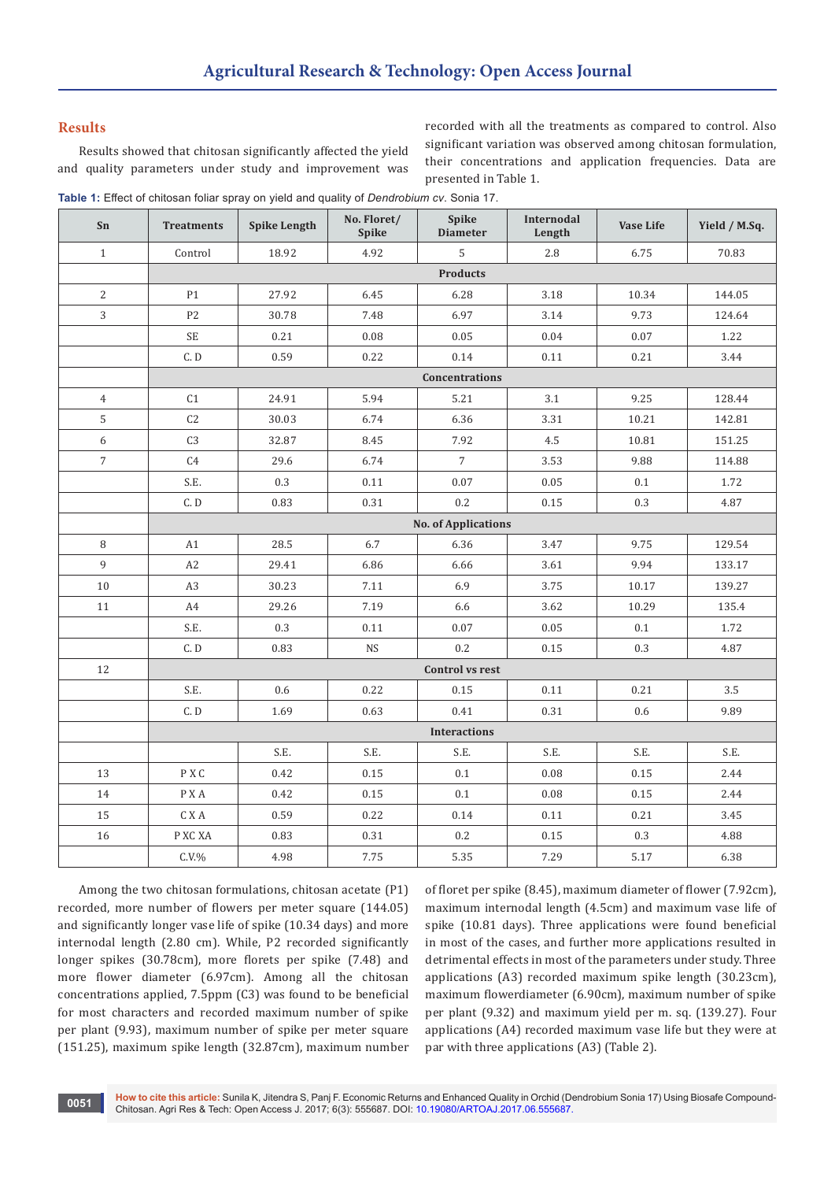## Results

Results showed that chitosan significantly affected the yield and quality parameters under study and improvement was recorded with all the treatments as compared to control. Also significant variation was observed among chitosan formulation, their concentrations and application frequencies. Data are presented in Table 1.

**Table 1:** Effect of chitosan foliar spray on yield and quality of *Dendrobium cv*. Sonia 17.

| Sn | Treatments | Spike Length | No. Floret/ Spike | Spike Diameter | Internodal Length | Vase Life | Yield / M.Sq. |
|---|---|---|---|---|---|---|---|
| 1 | Control | 18.92 | 4.92 | 5 | 2.8 | 6.75 | 70.83 |
| | Products | | | | | | |
| 2 | P1 | 27.92 | 6.45 | 6.28 | 3.18 | 10.34 | 144.05 |
| 3 | P2 | 30.78 | 7.48 | 6.97 | 3.14 | 9.73 | 124.64 |
| | SE | 0.21 | 0.08 | 0.05 | 0.04 | 0.07 | 1.22 |
| | C. D | 0.59 | 0.22 | 0.14 | 0.11 | 0.21 | 3.44 |
| | Concentrations | | | | | | |
| 4 | C1 | 24.91 | 5.94 | 5.21 | 3.1 | 9.25 | 128.44 |
| 5 | C2 | 30.03 | 6.74 | 6.36 | 3.31 | 10.21 | 142.81 |
| 6 | C3 | 32.87 | 8.45 | 7.92 | 4.5 | 10.81 | 151.25 |
| 7 | C4 | 29.6 | 6.74 | 7 | 3.53 | 9.88 | 114.88 |
| | S.E. | 0.3 | 0.11 | 0.07 | 0.05 | 0.1 | 1.72 |
| | C. D | 0.83 | 0.31 | 0.2 | 0.15 | 0.3 | 4.87 |
| | No. of Applications | | | | | | |
| 8 | A1 | 28.5 | 6.7 | 6.36 | 3.47 | 9.75 | 129.54 |
| 9 | A2 | 29.41 | 6.86 | 6.66 | 3.61 | 9.94 | 133.17 |
| 10 | A3 | 30.23 | 7.11 | 6.9 | 3.75 | 10.17 | 139.27 |
| 11 | A4 | 29.26 | 7.19 | 6.6 | 3.62 | 10.29 | 135.4 |
| | S.E. | 0.3 | 0.11 | 0.07 | 0.05 | 0.1 | 1.72 |
| | C. D | 0.83 | NS | 0.2 | 0.15 | 0.3 | 4.87 |
| 12 | Control vs rest | | | | | | |
| | S.E. | 0.6 | 0.22 | 0.15 | 0.11 | 0.21 | 3.5 |
| | C. D | 1.69 | 0.63 | 0.41 | 0.31 | 0.6 | 9.89 |
| | Interactions | | | | | | |
| | | S.E. | S.E. | S.E. | S.E. | S.E. | S.E. |
| 13 | P X C | 0.42 | 0.15 | 0.1 | 0.08 | 0.15 | 2.44 |
| 14 | P X A | 0.42 | 0.15 | 0.1 | 0.08 | 0.15 | 2.44 |
| 15 | C X A | 0.59 | 0.22 | 0.14 | 0.11 | 0.21 | 3.45 |
| 16 | P XC XA | 0.83 | 0.31 | 0.2 | 0.15 | 0.3 | 4.88 |
| | C.V.% | 4.98 | 7.75 | 5.35 | 7.29 | 5.17 | 6.38 |

Among the two chitosan formulations, chitosan acetate (P1) recorded, more number of flowers per meter square (144.05) and significantly longer vase life of spike (10.34 days) and more internodal length (2.80 cm). While, P2 recorded significantly longer spikes (30.78cm), more florets per spike (7.48) and more flower diameter (6.97cm). Among all the chitosan concentrations applied, 7.5ppm (C3) was found to be beneficial for most characters and recorded maximum number of spike per plant (9.93), maximum number of spike per meter square (151.25), maximum spike length (32.87cm), maximum number of floret per spike (8.45), maximum diameter of flower (7.92cm), maximum internodal length (4.5cm) and maximum vase life of spike (10.81 days). Three applications were found beneficial in most of the cases, and further more applications resulted in detrimental effects in most of the parameters under study. Three applications (A3) recorded maximum spike length (30.23cm), maximum flowerdiameter (6.90cm), maximum number of spike per plant (9.32) and maximum yield per m. sq. (139.27). Four applications (A4) recorded maximum vase life but they were at par with three applications (A3) (Table 2).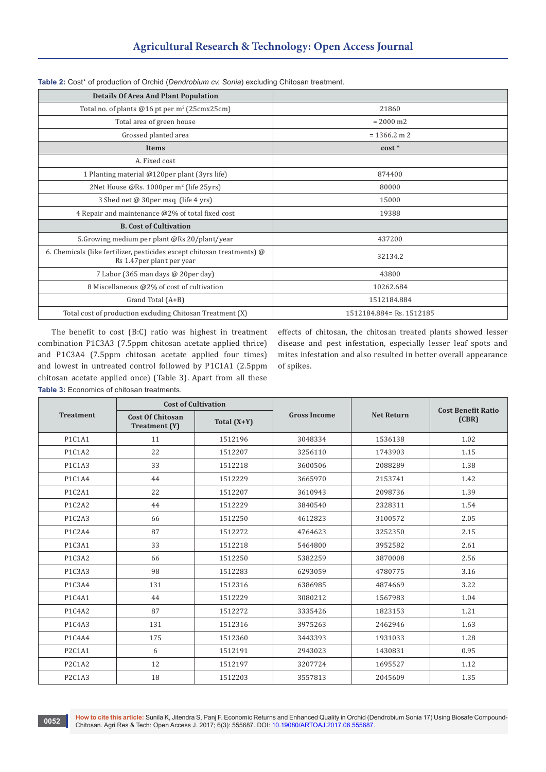**Table 2:** Cost* of production of Orchid (*Dendrobium cv. Sonia*) excluding Chitosan treatment.

| Details Of Area And Plant Population | |
|---|---|
| Total no. of plants @16 pt per $m^2$ (25cmx25cm) | 21860 |
| Total area of green house | = 2000 m2 |
| Grossed planted area | = 1366.2 m 2 |
| **Items** | **cost *** |
| A. Fixed cost | |
| 1 Planting material @120per plant (3yrs life) | 874400 |
| 2Net House @Rs. 1000per $m^2$ (life 25yrs) | 80000 |
| 3 Shed net @ 30per msq (life 4 yrs) | 15000 |
| 4 Repair and maintenance @2% of total fixed cost | 19388 |
| **B. Cost of Cultivation** | |
| 5.Growing medium per plant @Rs 20/plant/year | 437200 |
| 6. Chemicals (like fertilizer, pesticides except chitosan treatments) @ Rs 1.47per plant per year | 32134.2 |
| 7 Labor (365 man days @ 20per day) | 43800 |
| 8 Miscellaneous @2% of cost of cultivation | 10262.684 |
| Grand Total (A+B) | 1512184.884 |
| Total cost of production excluding Chitosan Treatment (X) | 1512184.884= Rs. 1512185 |

The benefit to cost (B:C) ratio was highest in treatment combination P1C3A3 (7.5ppm chitosan acetate applied thrice) and P1C3A4 (7.5ppm chitosan acetate applied four times) and lowest in untreated control followed by P1C1A1 (2.5ppm chitosan acetate applied once) (Table 3). Apart from all these effects of chitosan, the chitosan treated plants showed lesser disease and pest infestation, especially lesser leaf spots and mites infestation and also resulted in better overall appearance of spikes.

**Table 3:** Economics of chitosan treatments.

| Treatment | Cost of Cultivation | | Gross Income | Net Return | Cost Benefit Ratio (CBR) |
|---|---|---|---|---|---|
| | Cost Of Chitosan Treatment (Y) | Total (X+Y) | | | |
| P1C1A1 | 11 | 1512196 | 3048334 | 1536138 | 1.02 |
| P1C1A2 | 22 | 1512207 | 3256110 | 1743903 | 1.15 |
| P1C1A3 | 33 | 1512218 | 3600506 | 2088289 | 1.38 |
| P1C1A4 | 44 | 1512229 | 3665970 | 2153741 | 1.42 |
| P1C2A1 | 22 | 1512207 | 3610943 | 2098736 | 1.39 |
| P1C2A2 | 44 | 1512229 | 3840540 | 2328311 | 1.54 |
| P1C2A3 | 66 | 1512250 | 4612823 | 3100572 | 2.05 |
| P1C2A4 | 87 | 1512272 | 4764623 | 3252350 | 2.15 |
| P1C3A1 | 33 | 1512218 | 5464800 | 3952582 | 2.61 |
| P1C3A2 | 66 | 1512250 | 5382259 | 3870008 | 2.56 |
| P1C3A3 | 98 | 1512283 | 6293059 | 4780775 | 3.16 |
| P1C3A4 | 131 | 1512316 | 6386985 | 4874669 | 3.22 |
| P1C4A1 | 44 | 1512229 | 3080212 | 1567983 | 1.04 |
| P1C4A2 | 87 | 1512272 | 3335426 | 1823153 | 1.21 |
| P1C4A3 | 131 | 1512316 | 3975263 | 2462946 | 1.63 |
| P1C4A4 | 175 | 1512360 | 3443393 | 1931033 | 1.28 |
| P2C1A1 | 6 | 1512191 | 2943023 | 1430831 | 0.95 |
| P2C1A2 | 12 | 1512197 | 3207724 | 1695527 | 1.12 |
| P2C1A3 | 18 | 1512203 | 3557813 | 2045609 | 1.35 |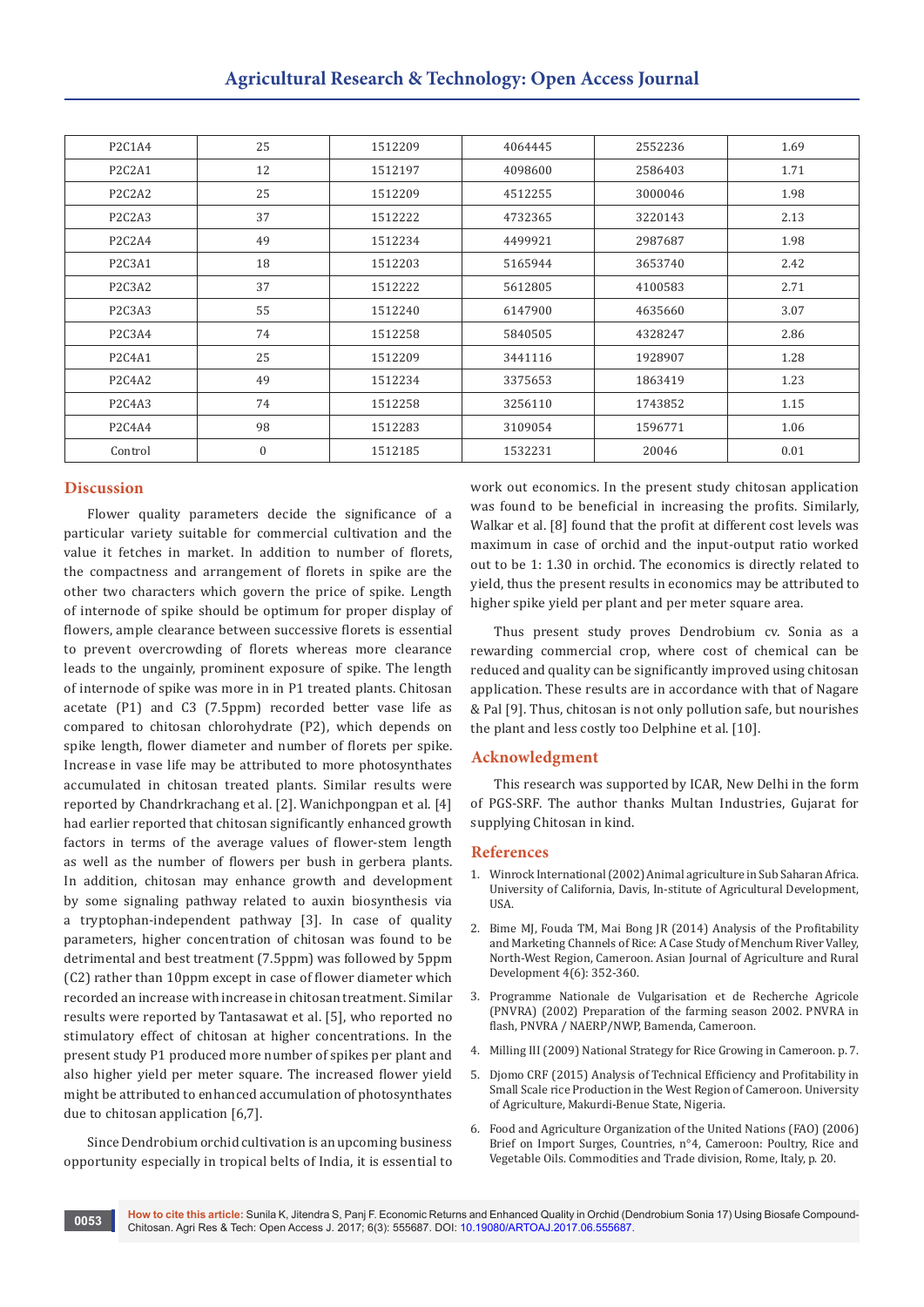| P2C1A4 | 25 | 1512209 | 4064445 | 2552236 | 1.69 |
|---|---|---|---|---|---|
| P2C2A1 | 12 | 1512197 | 4098600 | 2586403 | 1.71 |
| P2C2A2 | 25 | 1512209 | 4512255 | 3000046 | 1.98 |
| P2C2A3 | 37 | 1512222 | 4732365 | 3220143 | 2.13 |
| P2C2A4 | 49 | 1512234 | 4499921 | 2987687 | 1.98 |
| P2C3A1 | 18 | 1512203 | 5165944 | 3653740 | 2.42 |
| P2C3A2 | 37 | 1512222 | 5612805 | 4100583 | 2.71 |
| P2C3A3 | 55 | 1512240 | 6147900 | 4635660 | 3.07 |
| P2C3A4 | 74 | 1512258 | 5840505 | 4328247 | 2.86 |
| P2C4A1 | 25 | 1512209 | 3441116 | 1928907 | 1.28 |
| P2C4A2 | 49 | 1512234 | 3375653 | 1863419 | 1.23 |
| P2C4A3 | 74 | 1512258 | 3256110 | 1743852 | 1.15 |
| P2C4A4 | 98 | 1512283 | 3109054 | 1596771 | 1.06 |
| Control | 0 | 1512185 | 1532231 | 20046 | 0.01 |

## Discussion

Flower quality parameters decide the significance of a particular variety suitable for commercial cultivation and the value it fetches in market. In addition to number of florets, the compactness and arrangement of florets in spike are the other two characters which govern the price of spike. Length of internode of spike should be optimum for proper display of flowers, ample clearance between successive florets is essential to prevent overcrowding of florets whereas more clearance leads to the ungainly, prominent exposure of spike. The length of internode of spike was more in in P1 treated plants. Chitosan acetate (P1) and C3 (7.5ppm) recorded better vase life as compared to chitosan chlorohydrate (P2), which depends on spike length, flower diameter and number of florets per spike. Increase in vase life may be attributed to more photosynthates accumulated in chitosan treated plants. Similar results were reported by Chandrkrachang et al. [2]. Wanichpongpan et al. [4] had earlier reported that chitosan significantly enhanced growth factors in terms of the average values of flower-stem length as well as the number of flowers per bush in gerbera plants. In addition, chitosan may enhance growth and development by some signaling pathway related to auxin biosynthesis via a tryptophan-independent pathway [3]. In case of quality parameters, higher concentration of chitosan was found to be detrimental and best treatment (7.5ppm) was followed by 5ppm (C2) rather than 10ppm except in case of flower diameter which recorded an increase with increase in chitosan treatment. Similar results were reported by Tantasawat et al. [5], who reported no stimulatory effect of chitosan at higher concentrations. In the present study P1 produced more number of spikes per plant and also higher yield per meter square. The increased flower yield might be attributed to enhanced accumulation of photosynthates due to chitosan application [6,7].

Since Dendrobium orchid cultivation is an upcoming business opportunity especially in tropical belts of India, it is essential to work out economics. In the present study chitosan application was found to be beneficial in increasing the profits. Similarly, Walkar et al. [8] found that the profit at different cost levels was maximum in case of orchid and the input-output ratio worked out to be 1: 1.30 in orchid. The economics is directly related to yield, thus the present results in economics may be attributed to higher spike yield per plant and per meter square area.

Thus present study proves Dendrobium cv. Sonia as a rewarding commercial crop, where cost of chemical can be reduced and quality can be significantly improved using chitosan application. These results are in accordance with that of Nagare & Pal [9]. Thus, chitosan is not only pollution safe, but nourishes the plant and less costly too Delphine et al. [10].

## Acknowledgment

This research was supported by ICAR, New Delhi in the form of PGS-SRF. The author thanks Multan Industries, Gujarat for supplying Chitosan in kind.

## References

1. Winrock International (2002) Animal agriculture in Sub Saharan Africa. University of California, Davis, In-stitute of Agricultural Development, USA.
2. Bime MJ, Fouda TM, Mai Bong JR (2014) Analysis of the Profitability and Marketing Channels of Rice: A Case Study of Menchum River Valley, North-West Region, Cameroon. Asian Journal of Agriculture and Rural Development 4(6): 352-360.
3. Programme Nationale de Vulgarisation et de Recherche Agricole (PNVRA) (2002) Preparation of the farming season 2002. PNVRA in flash, PNVRA / NAERP/NWP, Bamenda, Cameroon.
4. Milling III (2009) National Strategy for Rice Growing in Cameroon. p. 7.
5. Djomo CRF (2015) Analysis of Technical Efficiency and Profitability in Small Scale rice Production in the West Region of Cameroon. University of Agriculture, Makurdi-Benue State, Nigeria.
6. Food and Agriculture Organization of the United Nations (FAO) (2006) Brief on Import Surges, Countries, n°4, Cameroon: Poultry, Rice and Vegetable Oils. Commodities and Trade division, Rome, Italy, p. 20.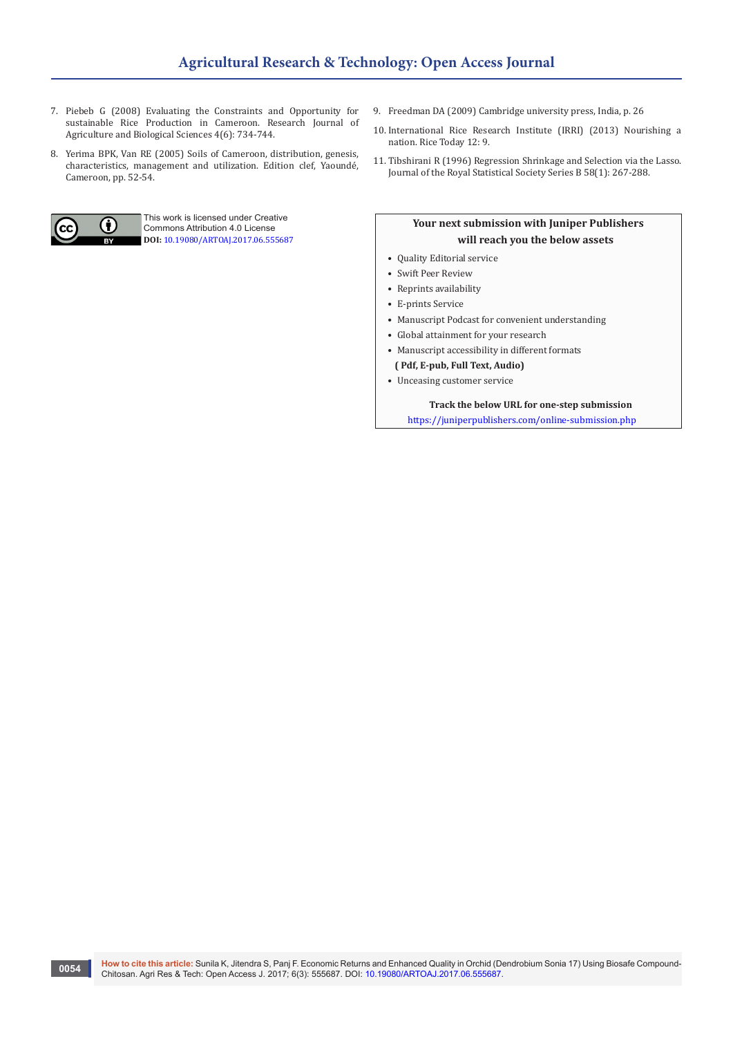7. Piebeb G (2008) Evaluating the Constraints and Opportunity for sustainable Rice Production in Cameroon. Research Journal of Agriculture and Biological Sciences 4(6): 734-744.
8. Yerima BPK, Van RE (2005) Soils of Cameroon, distribution, genesis, characteristics, management and utilization. Edition clef, Yaoundé, Cameroon, pp. 52-54.
9. Freedman DA (2009) Cambridge university press, India, p. 26
10. International Rice Research Institute (IRRI) (2013) Nourishing a nation. Rice Today 12: 9.
11. Tibshirani R (1996) Regression Shrinkage and Selection via the Lasso. Journal of the Royal Statistical Society Series B 58(1): 267-288.

This work is licensed under Creative Commons Attribution 4.0 License
**DOI:** 10.19080/ARTOAJ.2017.06.555687

**Your next submission with Juniper Publishers will reach you the below assets**

- Quality Editorial service
- Swift Peer Review
- Reprints availability
- E-prints Service
- Manuscript Podcast for convenient understanding
- Global attainment for your research
- Manuscript accessibility in different formats
  **( Pdf, E-pub, Full Text, Audio)**
- Unceasing customer service

**Track the below URL for one-step submission**
https://juniperpublishers.com/online-submission.php

**How to cite this article:** Sunila K, Jitendra S, Panj F. Economic Returns and Enhanced Quality in Orchid (Dendrobium Sonia 17) Using Biosafe Compound-Chitosan. Agri Res & Tech: Open Access J. 2017; 6(3): 555687. DOI: 10.19080/ARTOAJ.2017.06.555687.